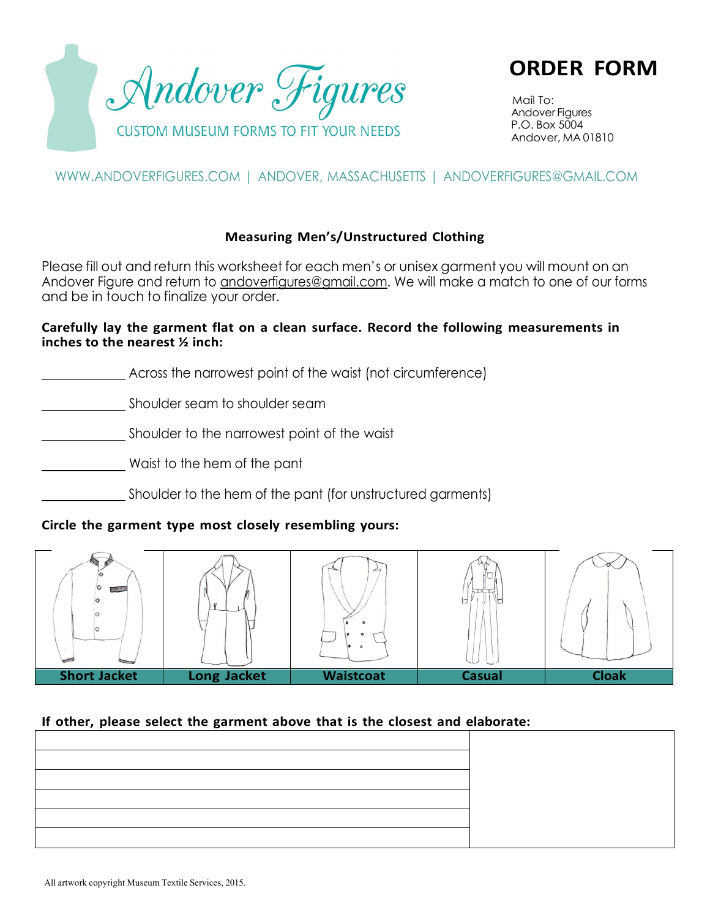# Andover Figures

CUSTOM MUSEUM FORMS TO FIT YOUR NEEDS

## ORDER FORM

Mail To:
Andover Figures
P.O. Box 5004
Andover, MA 01810

WWW.ANDOVERFIGURES.COM | ANDOVER, MASSACHUSETTS | ANDOVERFIGURES@GMAIL.COM

### Measuring Men's/Unstructured Clothing

Please fill out and return this worksheet for each men's or unisex garment you will mount on an Andover Figure and return to andoverfigures@gmail.com. We will make a match to one of our forms and be in touch to finalize your order.

**Carefully lay the garment flat on a clean surface. Record the following measurements in inches to the nearest ½ inch:**

\_\_\_\_\_\_\_\_\_\_ Across the narrowest point of the waist (not circumference)

\_\_\_\_\_\_\_\_\_\_ Shoulder seam to shoulder seam

\_\_\_\_\_\_\_\_\_\_ Shoulder to the narrowest point of the waist

\_\_\_\_\_\_\_\_\_\_ Waist to the hem of the pant

\_\_\_\_\_\_\_\_\_\_ Shoulder to the hem of the pant (for unstructured garments)

**Circle the garment type most closely resembling yours:**

| Short Jacket | Long Jacket | Waistcoat | Casual | Cloak |
|---|---|---|---|---|

**If other, please select the garment above that is the closest and elaborate:**

| | |
|---|---|
| | |
| | |
| | |
| | |
| | |

All artwork copyright Museum Textile Services, 2015.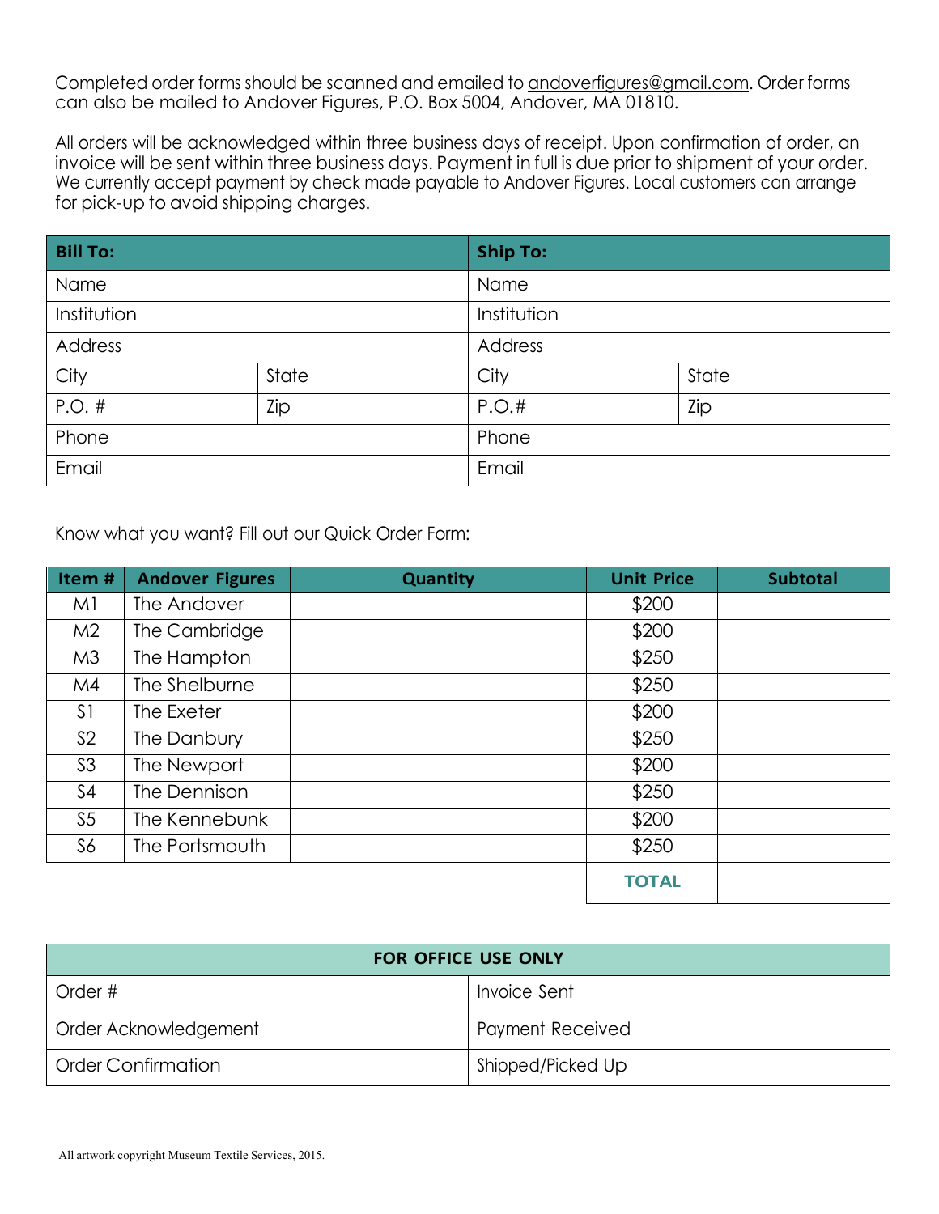Completed order forms should be scanned and emailed to andoverfigures@gmail.com. Order forms can also be mailed to Andover Figures, P.O. Box 5004, Andover, MA 01810.

All orders will be acknowledged within three business days of receipt. Upon confirmation of order, an invoice will be sent within three business days. Payment in full is due prior to shipment of your order. We currently accept payment by check made payable to Andover Figures. Local customers can arrange for pick-up to avoid shipping charges.

| **Bill To:** | | **Ship To:** | |
|---|---|---|---|
| Name | | Name | |
| Institution | | Institution | |
| Address | | Address | |
| City | State | City | State |
| P.O. # | Zip | P.O.# | Zip |
| Phone | | Phone | |
| Email | | Email | |

Know what you want? Fill out our Quick Order Form:

| Item # | Andover Figures | Quantity | Unit Price | Subtotal |
|---|---|---|---|---|
| M1 | The Andover | | $200 | |
| M2 | The Cambridge | | $200 | |
| M3 | The Hampton | | $250 | |
| M4 | The Shelburne | | $250 | |
| S1 | The Exeter | | $200 | |
| S2 | The Danbury | | $250 | |
| S3 | The Newport | | $200 | |
| S4 | The Dennison | | $250 | |
| S5 | The Kennebunk | | $200 | |
| S6 | The Portsmouth | | $250 | |
| | | | **TOTAL** | |

| **FOR OFFICE USE ONLY** | |
|---|---|
| Order # | Invoice Sent |
| Order Acknowledgement | Payment Received |
| Order Confirmation | Shipped/Picked Up |

All artwork copyright Museum Textile Services, 2015.